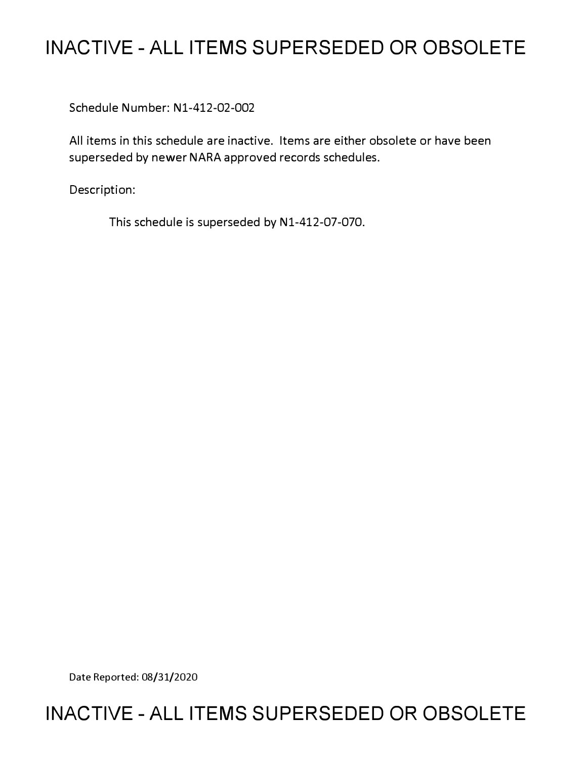# INACTIVE - ALL ITEMS SUPERSEDED OR OBSOLETE

Schedule Number: N1-412-02-002

All items in this schedule are inactive. Items are either obsolete or have been superseded by newer NARA approved records schedules.

Description:

This schedule is superseded by N1-412-07-070.

Date Reported: 08/31/2020

# INACTIVE - ALL ITEMS SUPERSEDED OR OBSOLETE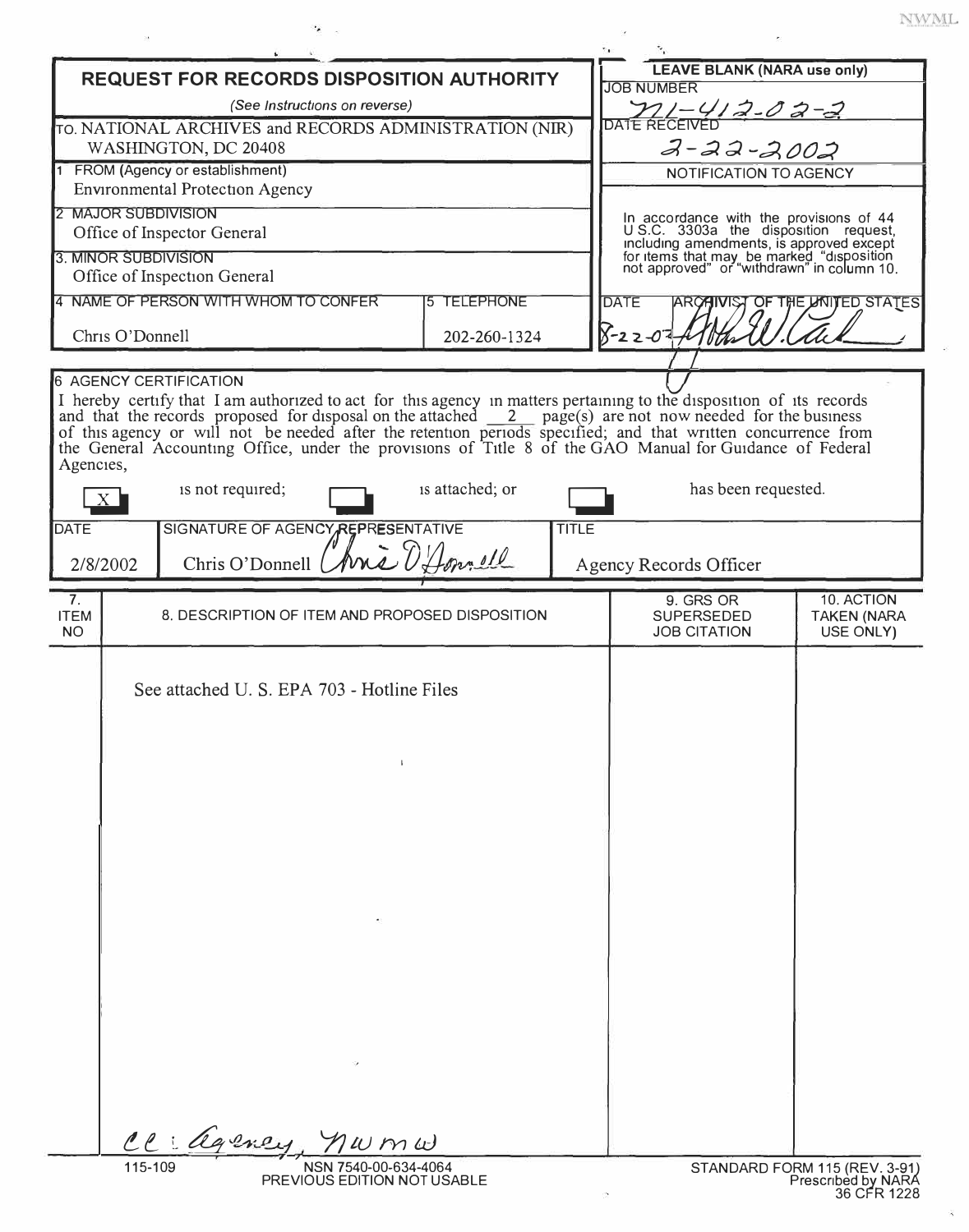NWML

# REQUEST FOR RECORDS DISPOSITION AUTHORITY

*(See Instructions on reverse)*

TO. NATIONAL ARCHIVES and RECORDS ADMINISTRATION (NIR)
WASHINGTON, DC 20408

| LEAVE BLANK (NARA use only) |
|---|
| JOB NUMBER N1-412-02-2 |
| DATE RECEIVED 2-22-2002 |
| NOTIFICATION TO AGENCY |
| In accordance with the provisions of 44 U.S.C. 3303a the disposition request, including amendments, is approved except for items that may be marked "disposition not approved" or "withdrawn" in column 10. |
| DATE 8-22-02 ARCHIVIST OF THE UNITED STATES |

1 FROM (Agency or establishment)
Environmental Protection Agency

2 MAJOR SUBDIVISION
Office of Inspector General

3. MINOR SUBDIVISION
Office of Inspection General

| 4 NAME OF PERSON WITH WHOM TO CONFER | 5 TELEPHONE |
|---|---|
| Chris O'Donnell | 202-260-1324 |

6 AGENCY CERTIFICATION

I hereby certify that I am authorized to act for this agency in matters pertaining to the disposition of its records and that the records proposed for disposal on the attached 2 page(s) are not now needed for the business of this agency or will not be needed after the retention periods specified; and that written concurrence from the General Accounting Office, under the provisions of Title 8 of the GAO Manual for Guidance of Federal Agencies,

[X] is not required; [ ] is attached; or [ ] has been requested.

| DATE | SIGNATURE OF AGENCY REPRESENTATIVE | TITLE |
|---|---|---|
| 2/8/2002 | Chris O'Donnell | Agency Records Officer |

| 7. ITEM NO | 8. DESCRIPTION OF ITEM AND PROPOSED DISPOSITION | 9. GRS OR SUPERSEDED JOB CITATION | 10. ACTION TAKEN (NARA USE ONLY) |
|---|---|---|---|
| | See attached U. S. EPA 703 - Hotline Files | | |

cc: Agency, NWMW

115-109 NSN 7540-00-634-4064
PREVIOUS EDITION NOT USABLE

STANDARD FORM 115 (REV. 3-91)
Prescribed by NARA
36 CFR 1228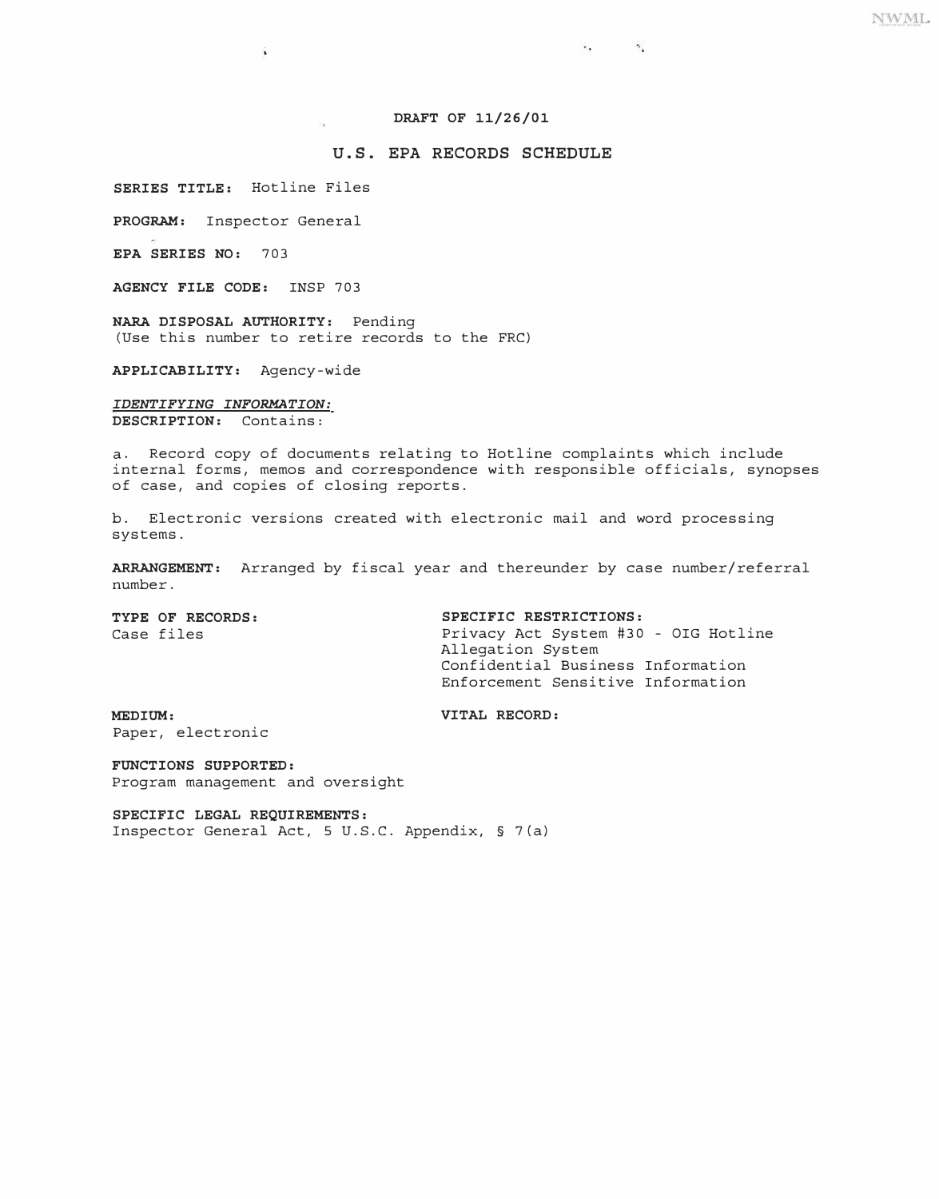**DRAFT OF 11/26/01**

## U.S. EPA RECORDS SCHEDULE

**SERIES TITLE:** Hotline Files

**PROGRAM:** Inspector General

**EPA SERIES NO:** 703

**AGENCY FILE CODE:** INSP 703

**NARA DISPOSAL AUTHORITY:** Pending
(Use this number to retire records to the FRC)

**APPLICABILITY:** Agency-wide

***IDENTIFYING INFORMATION:***
**DESCRIPTION:** Contains:

a. Record copy of documents relating to Hotline complaints which include internal forms, memos and correspondence with responsible officials, synopses of case, and copies of closing reports.

b. Electronic versions created with electronic mail and word processing systems.

**ARRANGEMENT:** Arranged by fiscal year and thereunder by case number/referral number.

**TYPE OF RECORDS:**
Case files

**SPECIFIC RESTRICTIONS:**
Privacy Act System #30 - OIG Hotline Allegation System
Confidential Business Information
Enforcement Sensitive Information

**MEDIUM:**
Paper, electronic

**VITAL RECORD:**

**FUNCTIONS SUPPORTED:**
Program management and oversight

**SPECIFIC LEGAL REQUIREMENTS:**
Inspector General Act, 5 U.S.C. Appendix, § 7(a)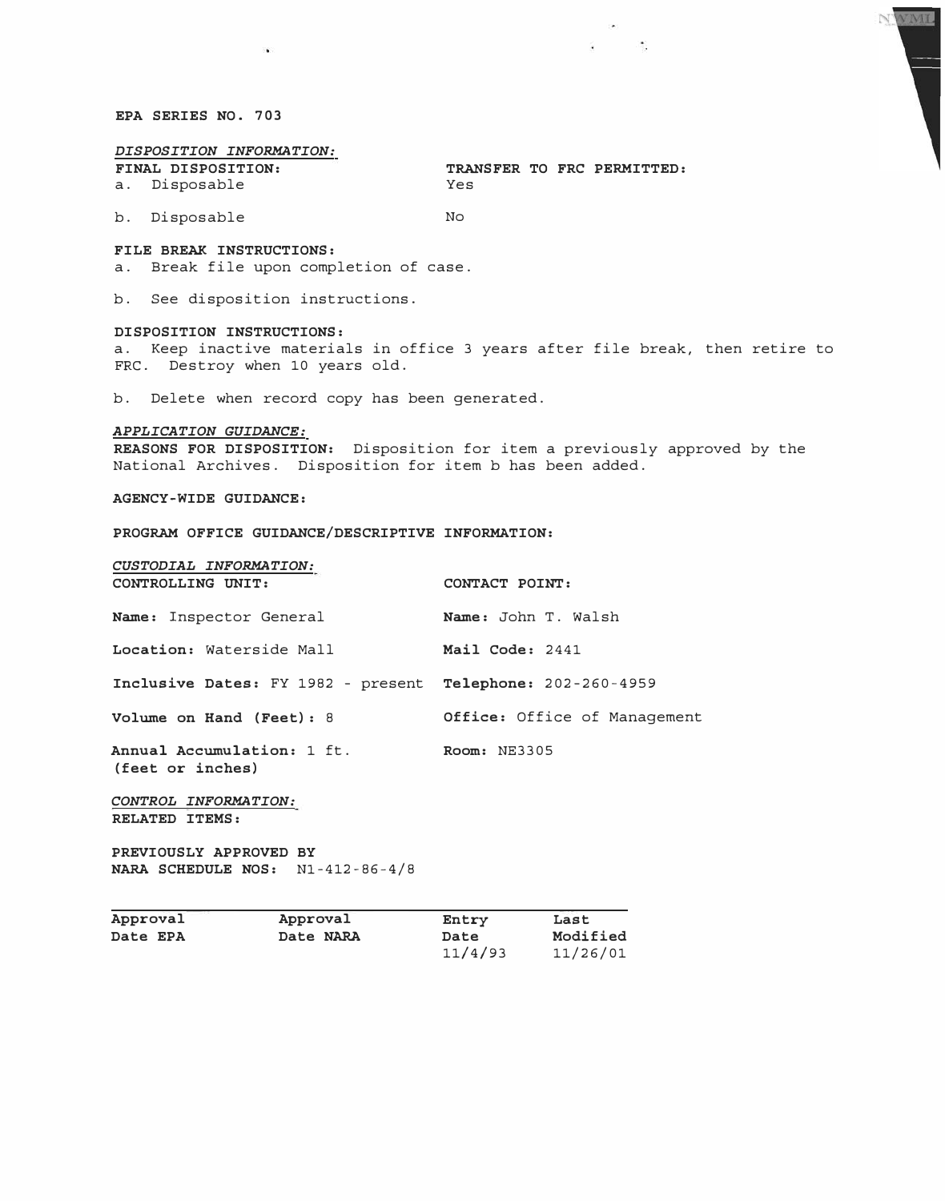**EPA SERIES NO. 703**

*DISPOSITION INFORMATION:*

| FINAL DISPOSITION: | TRANSFER TO FRC PERMITTED: |
|---|---|
| a. Disposable | Yes |
| b. Disposable | No |

**FILE BREAK INSTRUCTIONS:**

a. Break file upon completion of case.

b. See disposition instructions.

**DISPOSITION INSTRUCTIONS:**

a. Keep inactive materials in office 3 years after file break, then retire to FRC. Destroy when 10 years old.

b. Delete when record copy has been generated.

*APPLICATION GUIDANCE:*

**REASONS FOR DISPOSITION:** Disposition for item a previously approved by the National Archives. Disposition for item b has been added.

**AGENCY-WIDE GUIDANCE:**

**PROGRAM OFFICE GUIDANCE/DESCRIPTIVE INFORMATION:**

*CUSTODIAL INFORMATION:*

| CONTROLLING UNIT: | CONTACT POINT: |
|---|---|
| **Name:** Inspector General | **Name:** John T. Walsh |
| **Location:** Waterside Mall | **Mail Code:** 2441 |
| **Inclusive Dates:** FY 1982 - present | **Telephone:** 202-260-4959 |
| **Volume on Hand (Feet):** 8 | **Office:** Office of Management |
| **Annual Accumulation:** 1 ft. **(feet or inches)** | **Room:** NE3305 |

*CONTROL INFORMATION:*

**RELATED ITEMS:**

**PREVIOUSLY APPROVED BY NARA SCHEDULE NOS:** N1-412-86-4/8

| Approval Date EPA | Approval Date NARA | Entry Date | Last Modified |
|---|---|---|---|
| | | 11/4/93 | 11/26/01 |